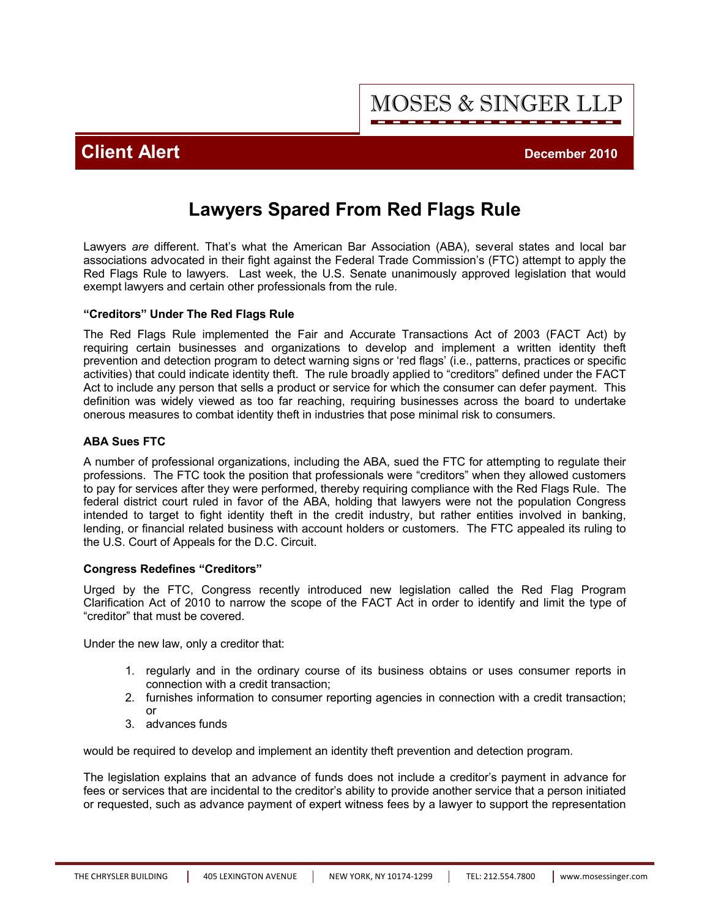MOSES & SINGER LLP

**Client Alert** December 2010

# Lawyers Spared From Red Flags Rule

Lawyers *are* different. That's what the American Bar Association (ABA), several states and local bar associations advocated in their fight against the Federal Trade Commission's (FTC) attempt to apply the Red Flags Rule to lawyers. Last week, the U.S. Senate unanimously approved legislation that would exempt lawyers and certain other professionals from the rule.

### "Creditors" Under The Red Flags Rule

The Red Flags Rule implemented the Fair and Accurate Transactions Act of 2003 (FACT Act) by requiring certain businesses and organizations to develop and implement a written identity theft prevention and detection program to detect warning signs or 'red flags' (i.e., patterns, practices or specific activities) that could indicate identity theft. The rule broadly applied to "creditors" defined under the FACT Act to include any person that sells a product or service for which the consumer can defer payment. This definition was widely viewed as too far reaching, requiring businesses across the board to undertake onerous measures to combat identity theft in industries that pose minimal risk to consumers.

### ABA Sues FTC

A number of professional organizations, including the ABA, sued the FTC for attempting to regulate their professions. The FTC took the position that professionals were "creditors" when they allowed customers to pay for services after they were performed, thereby requiring compliance with the Red Flags Rule. The federal district court ruled in favor of the ABA, holding that lawyers were not the population Congress intended to target to fight identity theft in the credit industry, but rather entities involved in banking, lending, or financial related business with account holders or customers. The FTC appealed its ruling to the U.S. Court of Appeals for the D.C. Circuit.

### Congress Redefines "Creditors"

Urged by the FTC, Congress recently introduced new legislation called the Red Flag Program Clarification Act of 2010 to narrow the scope of the FACT Act in order to identify and limit the type of "creditor" that must be covered.

Under the new law, only a creditor that:

1. regularly and in the ordinary course of its business obtains or uses consumer reports in connection with a credit transaction;
2. furnishes information to consumer reporting agencies in connection with a credit transaction; or
3. advances funds

would be required to develop and implement an identity theft prevention and detection program.

The legislation explains that an advance of funds does not include a creditor's payment in advance for fees or services that are incidental to the creditor's ability to provide another service that a person initiated or requested, such as advance payment of expert witness fees by a lawyer to support the representation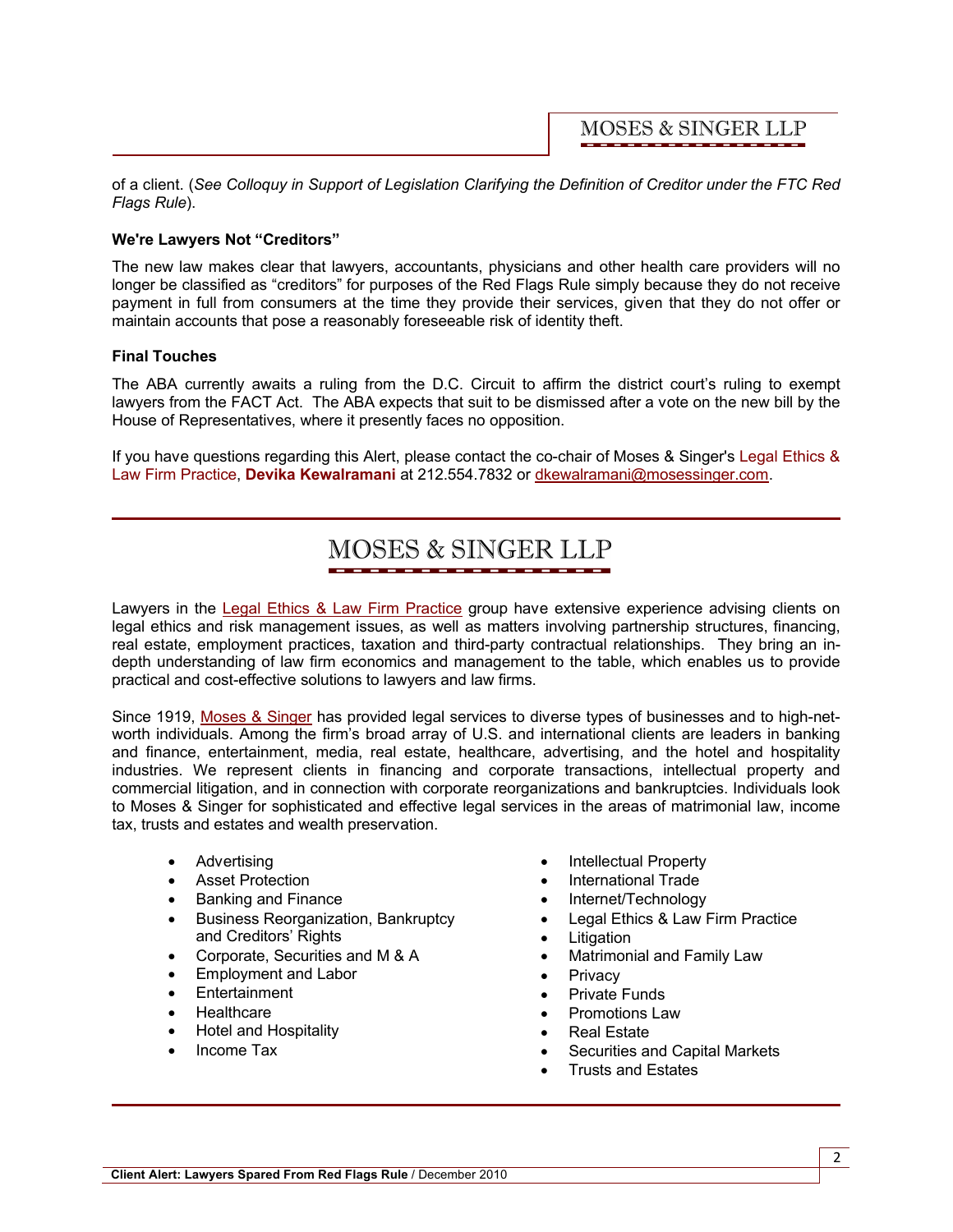of a client. (*See Colloquy in Support of Legislation Clarifying the Definition of Creditor under the FTC Red Flags Rule*).

**We're Lawyers Not "Creditors"**

The new law makes clear that lawyers, accountants, physicians and other health care providers will no longer be classified as "creditors" for purposes of the Red Flags Rule simply because they do not receive payment in full from consumers at the time they provide their services, given that they do not offer or maintain accounts that pose a reasonably foreseeable risk of identity theft.

**Final Touches**

The ABA currently awaits a ruling from the D.C. Circuit to affirm the district court's ruling to exempt lawyers from the FACT Act. The ABA expects that suit to be dismissed after a vote on the new bill by the House of Representatives, where it presently faces no opposition.

If you have questions regarding this Alert, please contact the co-chair of Moses & Singer's Legal Ethics & Law Firm Practice, **Devika Kewalramani** at 212.554.7832 or dkewalramani@mosessinger.com.

---

## MOSES & SINGER LLP

Lawyers in the Legal Ethics & Law Firm Practice group have extensive experience advising clients on legal ethics and risk management issues, as well as matters involving partnership structures, financing, real estate, employment practices, taxation and third-party contractual relationships. They bring an in-depth understanding of law firm economics and management to the table, which enables us to provide practical and cost-effective solutions to lawyers and law firms.

Since 1919, Moses & Singer has provided legal services to diverse types of businesses and to high-net-worth individuals. Among the firm's broad array of U.S. and international clients are leaders in banking and finance, entertainment, media, real estate, healthcare, advertising, and the hotel and hospitality industries. We represent clients in financing and corporate transactions, intellectual property and commercial litigation, and in connection with corporate reorganizations and bankruptcies. Individuals look to Moses & Singer for sophisticated and effective legal services in the areas of matrimonial law, income tax, trusts and estates and wealth preservation.

- Advertising
- Asset Protection
- Banking and Finance
- Business Reorganization, Bankruptcy and Creditors' Rights
- Corporate, Securities and M & A
- Employment and Labor
- Entertainment
- Healthcare
- Hotel and Hospitality
- Income Tax
- Intellectual Property
- International Trade
- Internet/Technology
- Legal Ethics & Law Firm Practice
- Litigation
- Matrimonial and Family Law
- Privacy
- Private Funds
- Promotions Law
- Real Estate
- Securities and Capital Markets
- Trusts and Estates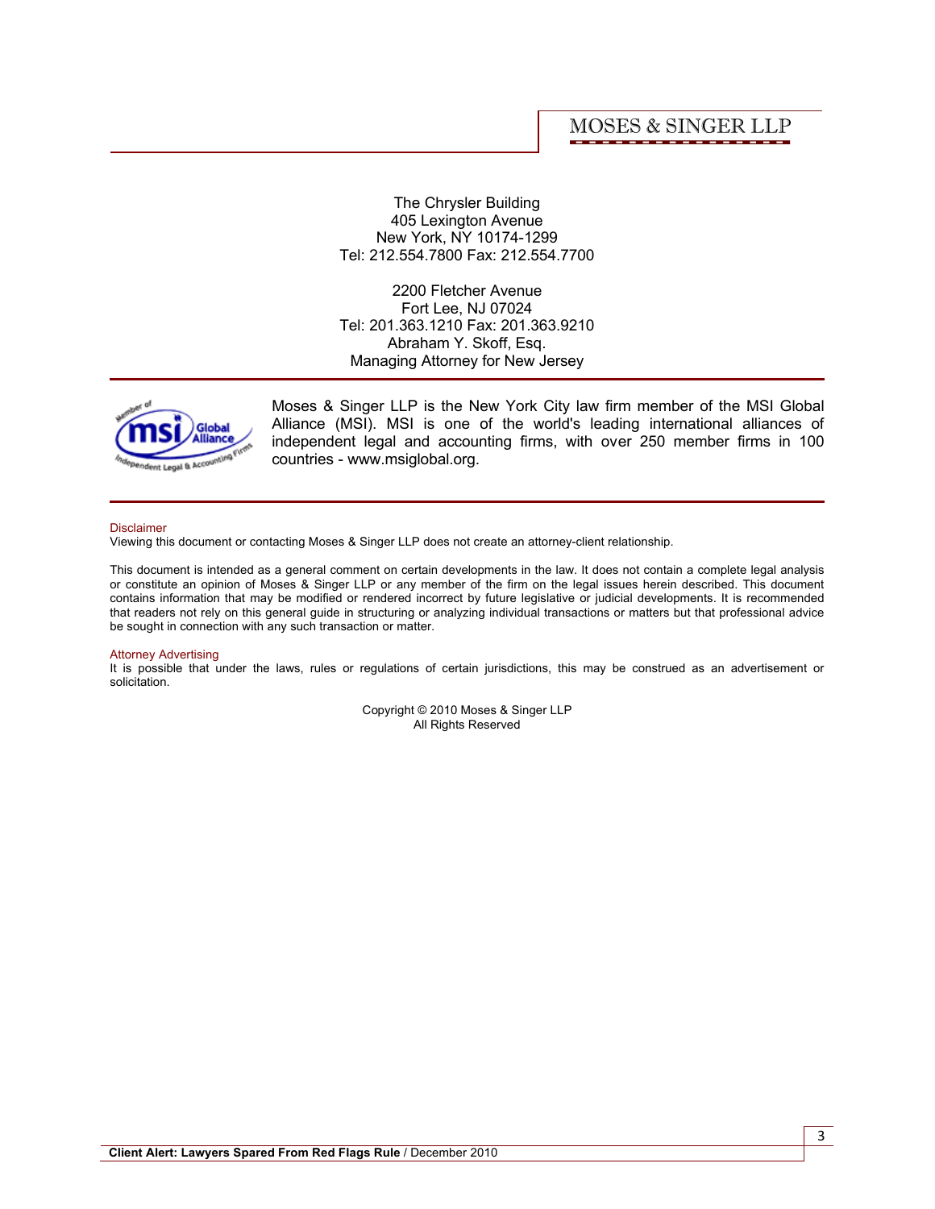MOSES & SINGER LLP

The Chrysler Building
405 Lexington Avenue
New York, NY 10174-1299
Tel: 212.554.7800 Fax: 212.554.7700

2200 Fletcher Avenue
Fort Lee, NJ 07024
Tel: 201.363.1210 Fax: 201.363.9210
Abraham Y. Skoff, Esq.
Managing Attorney for New Jersey

Moses & Singer LLP is the New York City law firm member of the MSI Global Alliance (MSI). MSI is one of the world's leading international alliances of independent legal and accounting firms, with over 250 member firms in 100 countries - www.msiglobal.org.

Disclaimer
Viewing this document or contacting Moses & Singer LLP does not create an attorney-client relationship.

This document is intended as a general comment on certain developments in the law. It does not contain a complete legal analysis or constitute an opinion of Moses & Singer LLP or any member of the firm on the legal issues herein described. This document contains information that may be modified or rendered incorrect by future legislative or judicial developments. It is recommended that readers not rely on this general guide in structuring or analyzing individual transactions or matters but that professional advice be sought in connection with any such transaction or matter.

Attorney Advertising
It is possible that under the laws, rules or regulations of certain jurisdictions, this may be construed as an advertisement or solicitation.

Copyright © 2010 Moses & Singer LLP
All Rights Reserved